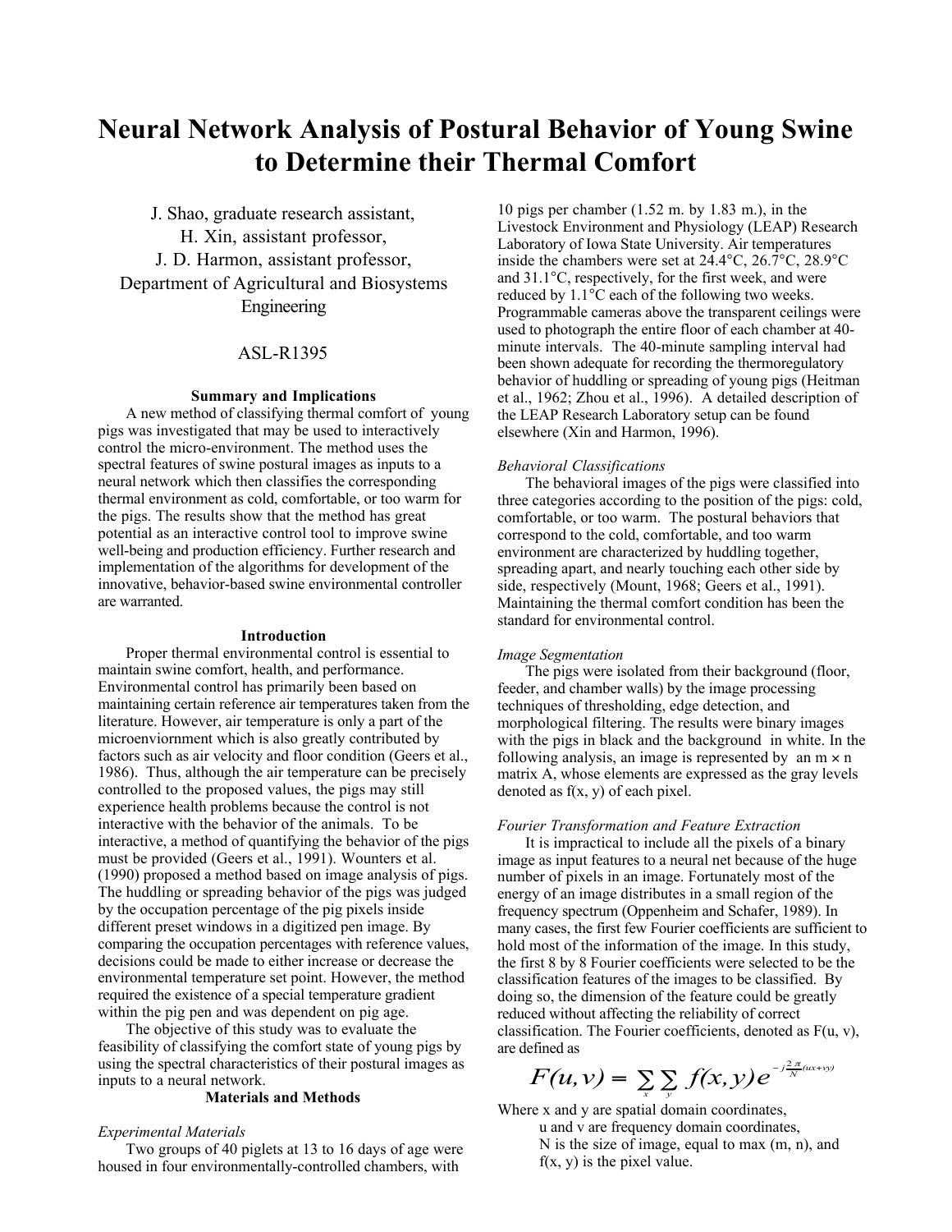# Neural Network Analysis of Postural Behavior of Young Swine to Determine their Thermal Comfort

J. Shao, graduate research assistant,
H. Xin, assistant professor,
J. D. Harmon, assistant professor,
Department of Agricultural and Biosystems Engineering

ASL-R1395

### Summary and Implications

A new method of classifying thermal comfort of young pigs was investigated that may be used to interactively control the micro-environment. The method uses the spectral features of swine postural images as inputs to a neural network which then classifies the corresponding thermal environment as cold, comfortable, or too warm for the pigs. The results show that the method has great potential as an interactive control tool to improve swine well-being and production efficiency. Further research and implementation of the algorithms for development of the innovative, behavior-based swine environmental controller are warranted.

### Introduction

Proper thermal environmental control is essential to maintain swine comfort, health, and performance. Environmental control has primarily been based on maintaining certain reference air temperatures taken from the literature. However, air temperature is only a part of the microenviornment which is also greatly contributed by factors such as air velocity and floor condition (Geers et al., 1986). Thus, although the air temperature can be precisely controlled to the proposed values, the pigs may still experience health problems because the control is not interactive with the behavior of the animals. To be interactive, a method of quantifying the behavior of the pigs must be provided (Geers et al., 1991). Wounters et al. (1990) proposed a method based on image analysis of pigs. The huddling or spreading behavior of the pigs was judged by the occupation percentage of the pig pixels inside different preset windows in a digitized pen image. By comparing the occupation percentages with reference values, decisions could be made to either increase or decrease the environmental temperature set point. However, the method required the existence of a special temperature gradient within the pig pen and was dependent on pig age.

The objective of this study was to evaluate the feasibility of classifying the comfort state of young pigs by using the spectral characteristics of their postural images as inputs to a neural network.

### Materials and Methods

*Experimental Materials*

Two groups of 40 piglets at 13 to 16 days of age were housed in four environmentally-controlled chambers, with 10 pigs per chamber (1.52 m. by 1.83 m.), in the Livestock Environment and Physiology (LEAP) Research Laboratory of Iowa State University. Air temperatures inside the chambers were set at 24.4°C, 26.7°C, 28.9°C and 31.1°C, respectively, for the first week, and were reduced by 1.1°C each of the following two weeks. Programmable cameras above the transparent ceilings were used to photograph the entire floor of each chamber at 40-minute intervals. The 40-minute sampling interval had been shown adequate for recording the thermoregulatory behavior of huddling or spreading of young pigs (Heitman et al., 1962; Zhou et al., 1996). A detailed description of the LEAP Research Laboratory setup can be found elsewhere (Xin and Harmon, 1996).

*Behavioral Classifications*

The behavioral images of the pigs were classified into three categories according to the position of the pigs: cold, comfortable, or too warm. The postural behaviors that correspond to the cold, comfortable, and too warm environment are characterized by huddling together, spreading apart, and nearly touching each other side by side, respectively (Mount, 1968; Geers et al., 1991). Maintaining the thermal comfort condition has been the standard for environmental control.

*Image Segmentation*

The pigs were isolated from their background (floor, feeder, and chamber walls) by the image processing techniques of thresholding, edge detection, and morphological filtering. The results were binary images with the pigs in black and the background in white. In the following analysis, an image is represented by an $m \times n$ matrix A, whose elements are expressed as the gray levels denoted as $f(x, y)$ of each pixel.

*Fourier Transformation and Feature Extraction*

It is impractical to include all the pixels of a binary image as input features to a neural net because of the huge number of pixels in an image. Fortunately most of the energy of an image distributes in a small region of the frequency spectrum (Oppenheim and Schafer, 1989). In many cases, the first few Fourier coefficients are sufficient to hold most of the information of the image. In this study, the first 8 by 8 Fourier coefficients were selected to be the classification features of the images to be classified. By doing so, the dimension of the feature could be greatly reduced without affecting the reliability of correct classification. The Fourier coefficients, denoted as $F(u, v)$, are defined as

$$F(u,v) = \sum_{x}\sum_{y} f(x,y)e^{-j\frac{2\pi}{N}(ux+vy)}$$

Where x and y are spatial domain coordinates,
u and v are frequency domain coordinates,
N is the size of image, equal to max (m, n), and
$f(x, y)$ is the pixel value.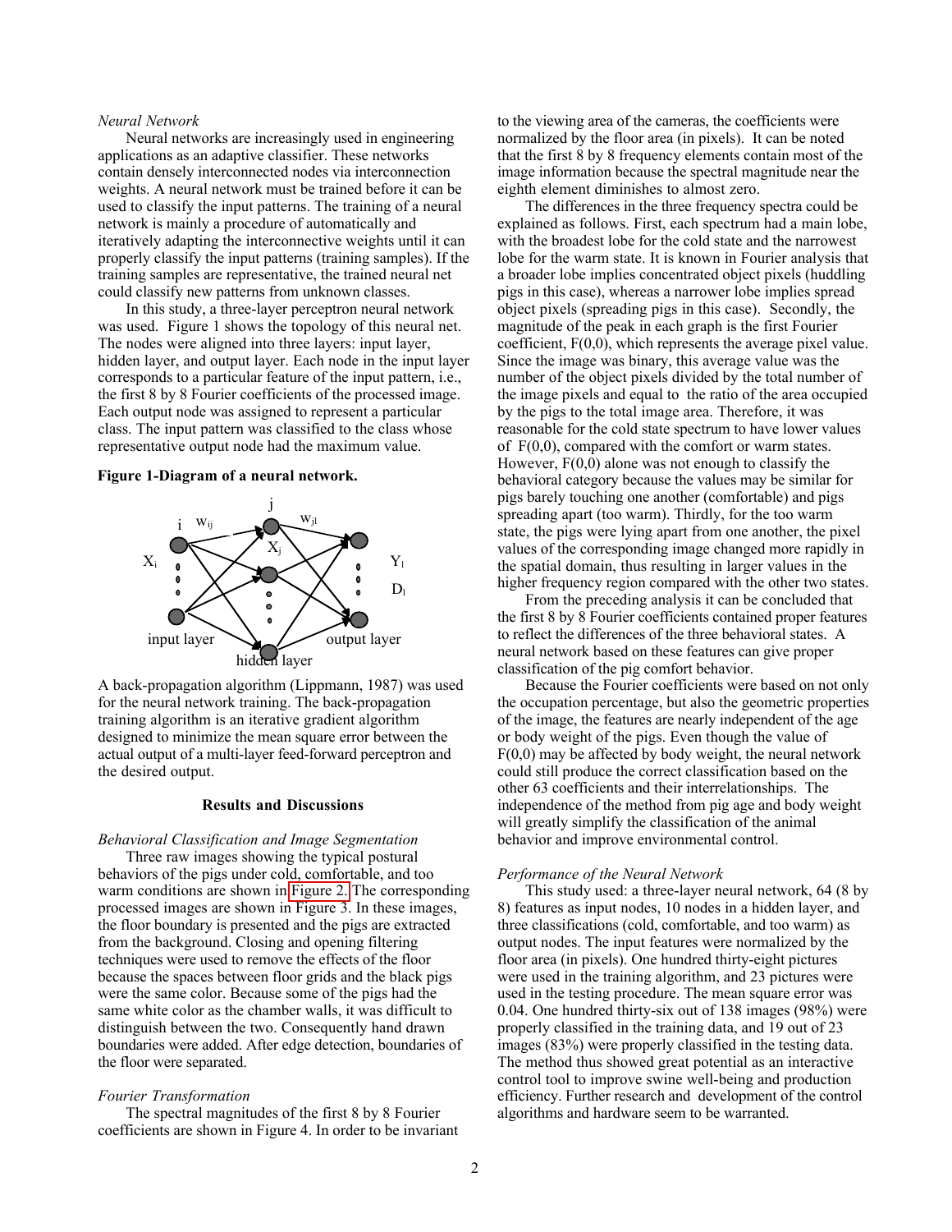*Neural Network*

Neural networks are increasingly used in engineering applications as an adaptive classifier. These networks contain densely interconnected nodes via interconnection weights. A neural network must be trained before it can be used to classify the input patterns. The training of a neural network is mainly a procedure of automatically and iteratively adapting the interconnective weights until it can properly classify the input patterns (training samples). If the training samples are representative, the trained neural net could classify new patterns from unknown classes.

In this study, a three-layer perceptron neural network was used. Figure 1 shows the topology of this neural net. The nodes were aligned into three layers: input layer, hidden layer, and output layer. Each node in the input layer corresponds to a particular feature of the input pattern, i.e., the first 8 by 8 Fourier coefficients of the processed image. Each output node was assigned to represent a particular class. The input pattern was classified to the class whose representative output node had the maximum value.

**Figure 1-Diagram of a neural network.**

A back-propagation algorithm (Lippmann, 1987) was used for the neural network training. The back-propagation training algorithm is an iterative gradient algorithm designed to minimize the mean square error between the actual output of a multi-layer feed-forward perceptron and the desired output.

## Results and Discussions

*Behavioral Classification and Image Segmentation*

Three raw images showing the typical postural behaviors of the pigs under cold, comfortable, and too warm conditions are shown in Figure 2. The corresponding processed images are shown in Figure 3. In these images, the floor boundary is presented and the pigs are extracted from the background. Closing and opening filtering techniques were used to remove the effects of the floor because the spaces between floor grids and the black pigs were the same color. Because some of the pigs had the same white color as the chamber walls, it was difficult to distinguish between the two. Consequently hand drawn boundaries were added. After edge detection, boundaries of the floor were separated.

*Fourier Transformation*

The spectral magnitudes of the first 8 by 8 Fourier coefficients are shown in Figure 4. In order to be invariant to the viewing area of the cameras, the coefficients were normalized by the floor area (in pixels). It can be noted that the first 8 by 8 frequency elements contain most of the image information because the spectral magnitude near the eighth element diminishes to almost zero.

The differences in the three frequency spectra could be explained as follows. First, each spectrum had a main lobe, with the broadest lobe for the cold state and the narrowest lobe for the warm state. It is known in Fourier analysis that a broader lobe implies concentrated object pixels (huddling pigs in this case), whereas a narrower lobe implies spread object pixels (spreading pigs in this case). Secondly, the magnitude of the peak in each graph is the first Fourier coefficient, $F(0,0)$, which represents the average pixel value. Since the image was binary, this average value was the number of the object pixels divided by the total number of the image pixels and equal to the ratio of the area occupied by the pigs to the total image area. Therefore, it was reasonable for the cold state spectrum to have lower values of $F(0,0)$, compared with the comfort or warm states. However, $F(0,0)$ alone was not enough to classify the behavioral category because the values may be similar for pigs barely touching one another (comfortable) and pigs spreading apart (too warm). Thirdly, for the too warm state, the pigs were lying apart from one another, the pixel values of the corresponding image changed more rapidly in the spatial domain, thus resulting in larger values in the higher frequency region compared with the other two states.

From the preceding analysis it can be concluded that the first 8 by 8 Fourier coefficients contained proper features to reflect the differences of the three behavioral states. A neural network based on these features can give proper classification of the pig comfort behavior.

Because the Fourier coefficients were based on not only the occupation percentage, but also the geometric properties of the image, the features are nearly independent of the age or body weight of the pigs. Even though the value of $F(0,0)$ may be affected by body weight, the neural network could still produce the correct classification based on the other 63 coefficients and their interrelationships. The independence of the method from pig age and body weight will greatly simplify the classification of the animal behavior and improve environmental control.

*Performance of the Neural Network*

This study used: a three-layer neural network, 64 (8 by 8) features as input nodes, 10 nodes in a hidden layer, and three classifications (cold, comfortable, and too warm) as output nodes. The input features were normalized by the floor area (in pixels). One hundred thirty-eight pictures were used in the training algorithm, and 23 pictures were used in the testing procedure. The mean square error was 0.04. One hundred thirty-six out of 138 images (98%) were properly classified in the training data, and 19 out of 23 images (83%) were properly classified in the testing data. The method thus showed great potential as an interactive control tool to improve swine well-being and production efficiency. Further research and development of the control algorithms and hardware seem to be warranted.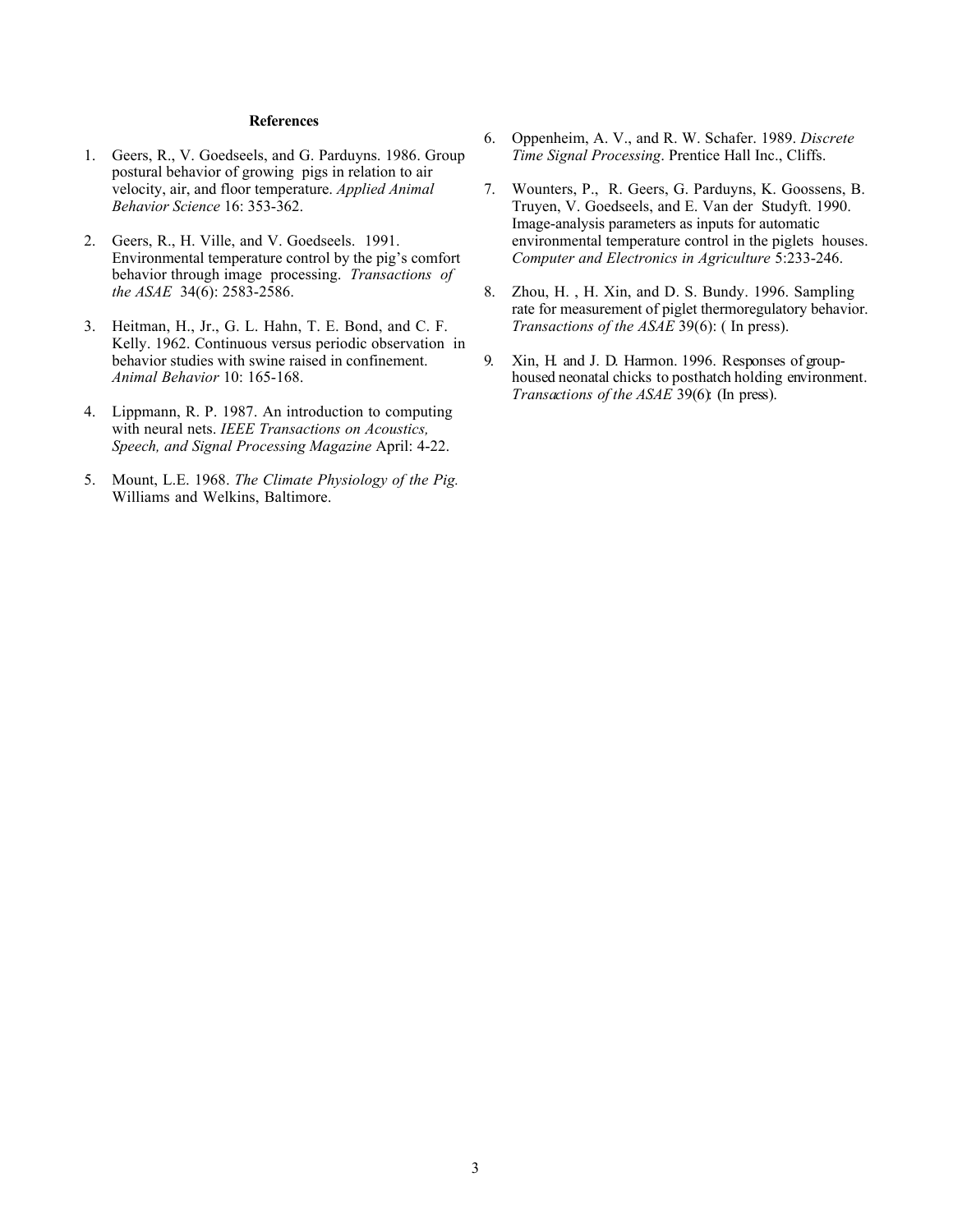**References**

1. Geers, R., V. Goedseels, and G. Parduyns. 1986. Group postural behavior of growing pigs in relation to air velocity, air, and floor temperature. *Applied Animal Behavior Science* 16: 353-362.

2. Geers, R., H. Ville, and V. Goedseels. 1991. Environmental temperature control by the pig's comfort behavior through image processing. *Transactions of the ASAE* 34(6): 2583-2586.

3. Heitman, H., Jr., G. L. Hahn, T. E. Bond, and C. F. Kelly. 1962. Continuous versus periodic observation in behavior studies with swine raised in confinement. *Animal Behavior* 10: 165-168.

4. Lippmann, R. P. 1987. An introduction to computing with neural nets. *IEEE Transactions on Acoustics, Speech, and Signal Processing Magazine* April: 4-22.

5. Mount, L.E. 1968. *The Climate Physiology of the Pig.* Williams and Welkins, Baltimore.

6. Oppenheim, A. V., and R. W. Schafer. 1989. *Discrete Time Signal Processing*. Prentice Hall Inc., Cliffs.

7. Wounters, P., R. Geers, G. Parduyns, K. Goossens, B. Truyen, V. Goedseels, and E. Van der Studyft. 1990. Image-analysis parameters as inputs for automatic environmental temperature control in the piglets houses. *Computer and Electronics in Agriculture* 5:233-246.

8. Zhou, H. , H. Xin, and D. S. Bundy. 1996. Sampling rate for measurement of piglet thermoregulatory behavior. *Transactions of the ASAE* 39(6): ( In press).

9. Xin, H. and J. D. Harmon. 1996. Responses of group-housed neonatal chicks to posthatch holding environment. *Transactions of the ASAE* 39(6): (In press).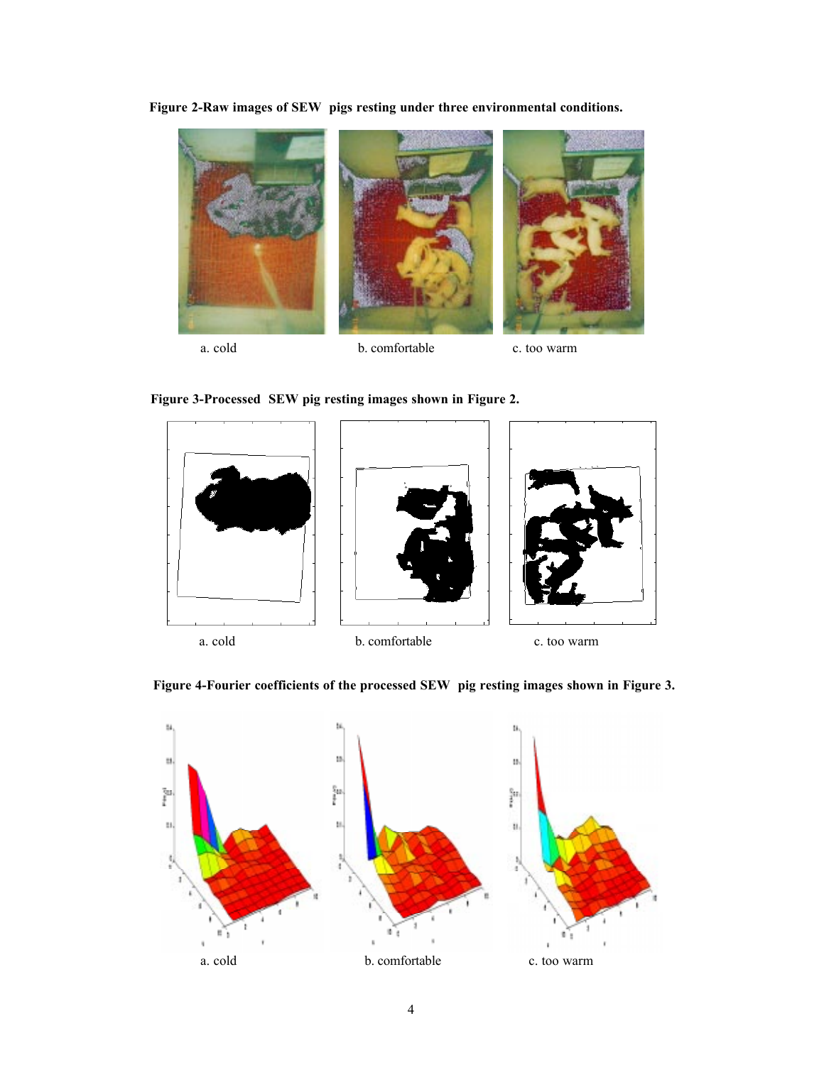**Figure 2-Raw images of SEW pigs resting under three environmental conditions.**

a. cold

b. comfortable

c. too warm

**Figure 3-Processed SEW pig resting images shown in Figure 2.**

a. cold

b. comfortable

c. too warm

**Figure 4-Fourier coefficients of the processed SEW pig resting images shown in Figure 3.**

a. cold

b. comfortable

c. too warm